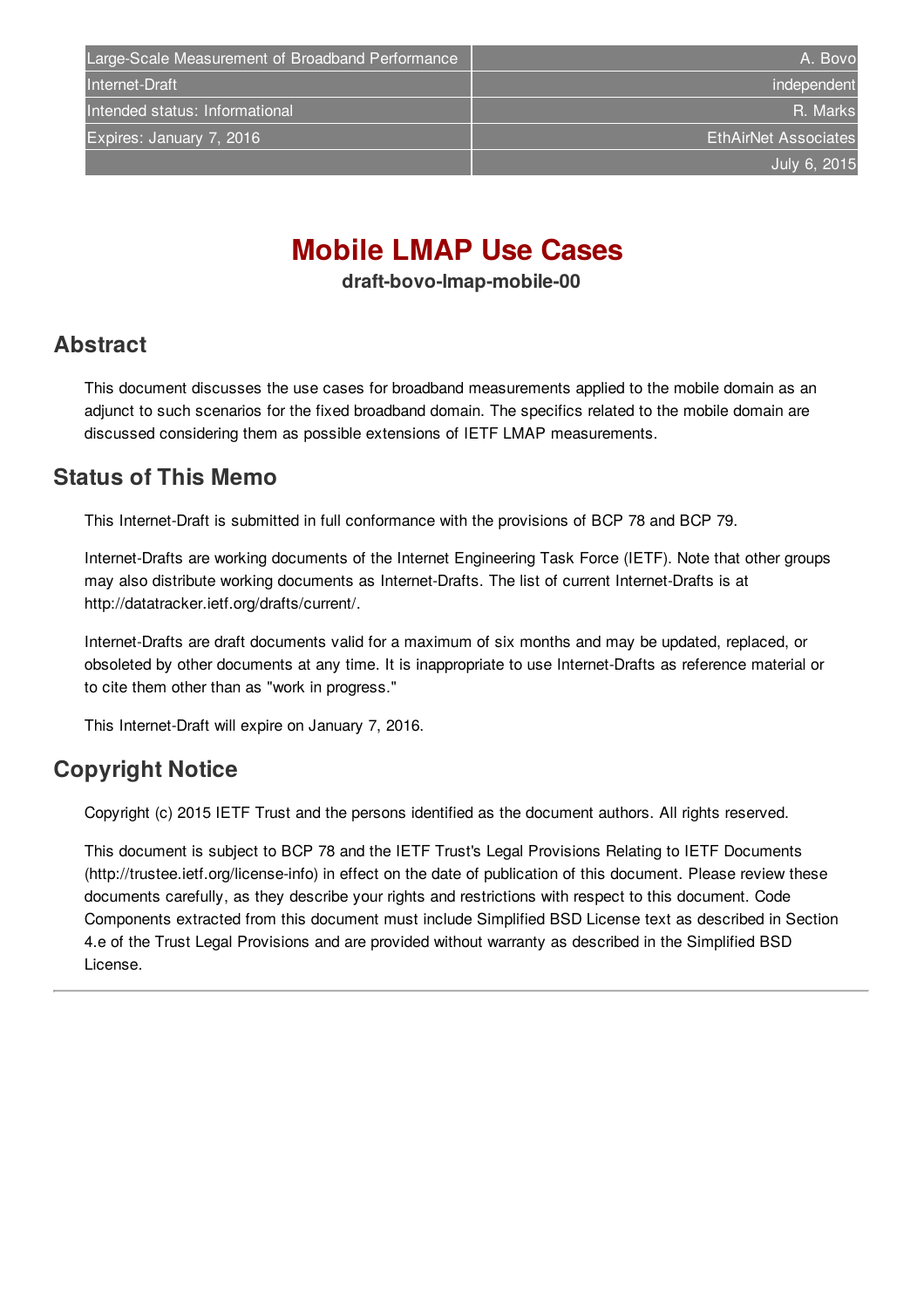| Large-Scale Measurement of Broadband Performance | A. Bovo |
| --- | --- |
| Internet-Draft | independent |
| Intended status: Informational | R. Marks |
| Expires: January 7, 2016 | EthAirNet Associates |
| | July 6, 2015 |

# Mobile LMAP Use Cases

**draft-bovo-lmap-mobile-00**

## Abstract

This document discusses the use cases for broadband measurements applied to the mobile domain as an adjunct to such scenarios for the fixed broadband domain. The specifics related to the mobile domain are discussed considering them as possible extensions of IETF LMAP measurements.

## Status of This Memo

This Internet-Draft is submitted in full conformance with the provisions of BCP 78 and BCP 79.

Internet-Drafts are working documents of the Internet Engineering Task Force (IETF). Note that other groups may also distribute working documents as Internet-Drafts. The list of current Internet-Drafts is at http://datatracker.ietf.org/drafts/current/.

Internet-Drafts are draft documents valid for a maximum of six months and may be updated, replaced, or obsoleted by other documents at any time. It is inappropriate to use Internet-Drafts as reference material or to cite them other than as "work in progress."

This Internet-Draft will expire on January 7, 2016.

## Copyright Notice

Copyright (c) 2015 IETF Trust and the persons identified as the document authors. All rights reserved.

This document is subject to BCP 78 and the IETF Trust's Legal Provisions Relating to IETF Documents (http://trustee.ietf.org/license-info) in effect on the date of publication of this document. Please review these documents carefully, as they describe your rights and restrictions with respect to this document. Code Components extracted from this document must include Simplified BSD License text as described in Section 4.e of the Trust Legal Provisions and are provided without warranty as described in the Simplified BSD License.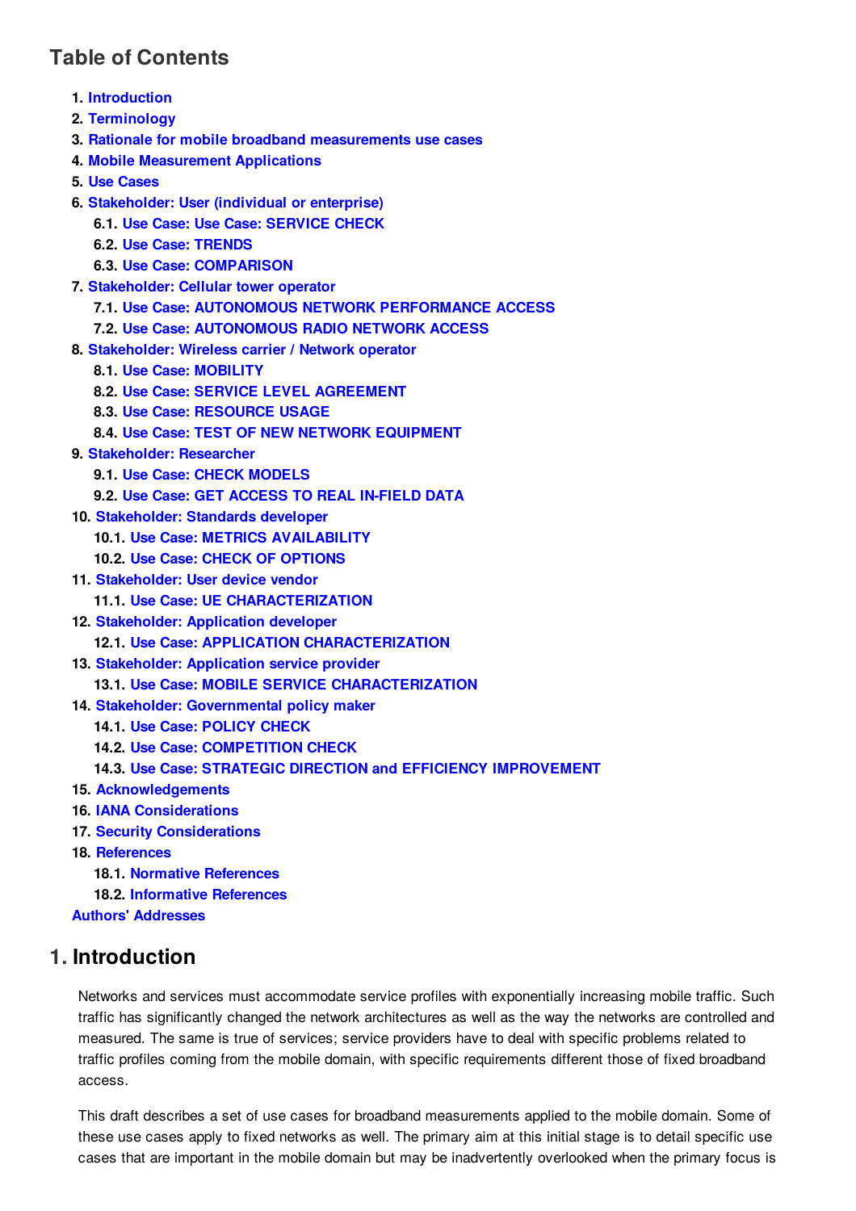## Table of Contents

1. Introduction
2. Terminology
3. Rationale for mobile broadband measurements use cases
4. Mobile Measurement Applications
5. Use Cases
6. Stakeholder: User (individual or enterprise)
   - 6.1. Use Case: Use Case: SERVICE CHECK
   - 6.2. Use Case: TRENDS
   - 6.3. Use Case: COMPARISON
7. Stakeholder: Cellular tower operator
   - 7.1. Use Case: AUTONOMOUS NETWORK PERFORMANCE ACCESS
   - 7.2. Use Case: AUTONOMOUS RADIO NETWORK ACCESS
8. Stakeholder: Wireless carrier / Network operator
   - 8.1. Use Case: MOBILITY
   - 8.2. Use Case: SERVICE LEVEL AGREEMENT
   - 8.3. Use Case: RESOURCE USAGE
   - 8.4. Use Case: TEST OF NEW NETWORK EQUIPMENT
9. Stakeholder: Researcher
   - 9.1. Use Case: CHECK MODELS
   - 9.2. Use Case: GET ACCESS TO REAL IN-FIELD DATA
10. Stakeholder: Standards developer
    - 10.1. Use Case: METRICS AVAILABILITY
    - 10.2. Use Case: CHECK OF OPTIONS
11. Stakeholder: User device vendor
    - 11.1. Use Case: UE CHARACTERIZATION
12. Stakeholder: Application developer
    - 12.1. Use Case: APPLICATION CHARACTERIZATION
13. Stakeholder: Application service provider
    - 13.1. Use Case: MOBILE SERVICE CHARACTERIZATION
14. Stakeholder: Governmental policy maker
    - 14.1. Use Case: POLICY CHECK
    - 14.2. Use Case: COMPETITION CHECK
    - 14.3. Use Case: STRATEGIC DIRECTION and EFFICIENCY IMPROVEMENT
15. Acknowledgements
16. IANA Considerations
17. Security Considerations
18. References
    - 18.1. Normative References
    - 18.2. Informative References

Authors' Addresses

## 1. Introduction

Networks and services must accommodate service profiles with exponentially increasing mobile traffic. Such traffic has significantly changed the network architectures as well as the way the networks are controlled and measured. The same is true of services; service providers have to deal with specific problems related to traffic profiles coming from the mobile domain, with specific requirements different those of fixed broadband access.

This draft describes a set of use cases for broadband measurements applied to the mobile domain. Some of these use cases apply to fixed networks as well. The primary aim at this initial stage is to detail specific use cases that are important in the mobile domain but may be inadvertently overlooked when the primary focus is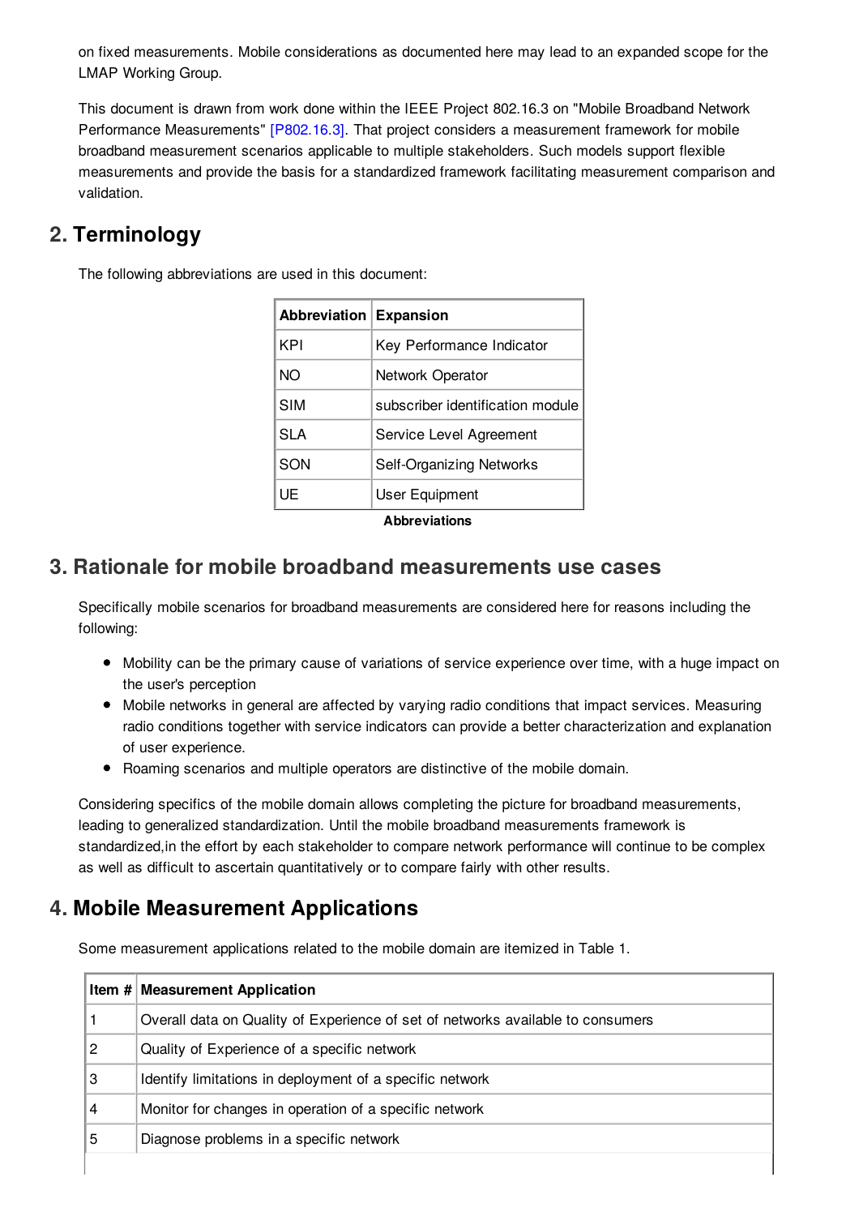on fixed measurements. Mobile considerations as documented here may lead to an expanded scope for the LMAP Working Group.

This document is drawn from work done within the IEEE Project 802.16.3 on "Mobile Broadband Network Performance Measurements" [P802.16.3]. That project considers a measurement framework for mobile broadband measurement scenarios applicable to multiple stakeholders. Such models support flexible measurements and provide the basis for a standardized framework facilitating measurement comparison and validation.

## 2. Terminology

The following abbreviations are used in this document:

| Abbreviation | Expansion |
|---|---|
| KPI | Key Performance Indicator |
| NO | Network Operator |
| SIM | subscriber identification module |
| SLA | Service Level Agreement |
| SON | Self-Organizing Networks |
| UE | User Equipment |

**Abbreviations**

## 3. Rationale for mobile broadband measurements use cases

Specifically mobile scenarios for broadband measurements are considered here for reasons including the following:

- Mobility can be the primary cause of variations of service experience over time, with a huge impact on the user's perception
- Mobile networks in general are affected by varying radio conditions that impact services. Measuring radio conditions together with service indicators can provide a better characterization and explanation of user experience.
- Roaming scenarios and multiple operators are distinctive of the mobile domain.

Considering specifics of the mobile domain allows completing the picture for broadband measurements, leading to generalized standardization. Until the mobile broadband measurements framework is standardized,in the effort by each stakeholder to compare network performance will continue to be complex as well as difficult to ascertain quantitatively or to compare fairly with other results.

## 4. Mobile Measurement Applications

Some measurement applications related to the mobile domain are itemized in Table 1.

| Item # | Measurement Application |
|---|---|
| 1 | Overall data on Quality of Experience of set of networks available to consumers |
| 2 | Quality of Experience of a specific network |
| 3 | Identify limitations in deployment of a specific network |
| 4 | Monitor for changes in operation of a specific network |
| 5 | Diagnose problems in a specific network |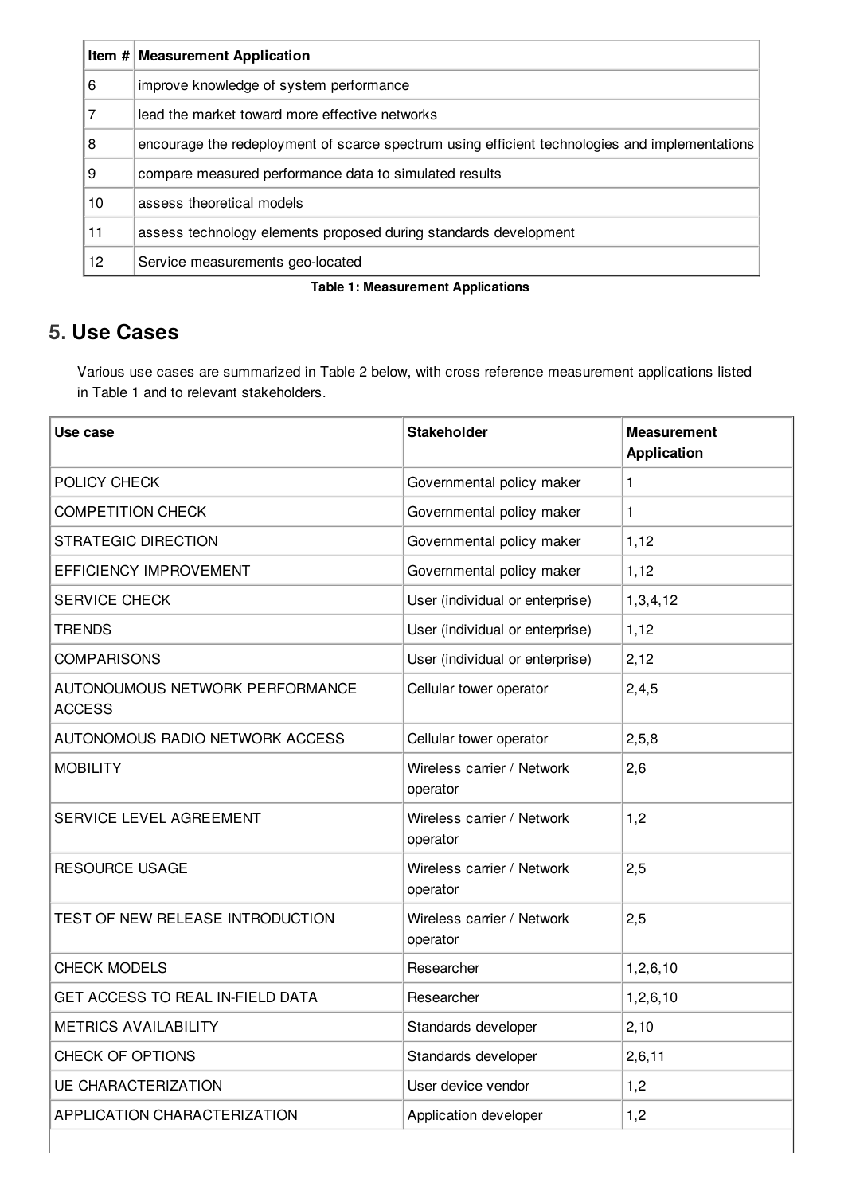| Item # | Measurement Application |
| --- | --- |
| 6 | improve knowledge of system performance |
| 7 | lead the market toward more effective networks |
| 8 | encourage the redeployment of scarce spectrum using efficient technologies and implementations |
| 9 | compare measured performance data to simulated results |
| 10 | assess theoretical models |
| 11 | assess technology elements proposed during standards development |
| 12 | Service measurements geo-located |

**Table 1: Measurement Applications**

## 5. Use Cases

Various use cases are summarized in Table 2 below, with cross reference measurement applications listed in Table 1 and to relevant stakeholders.

| Use case | Stakeholder | Measurement Application |
| --- | --- | --- |
| POLICY CHECK | Governmental policy maker | 1 |
| COMPETITION CHECK | Governmental policy maker | 1 |
| STRATEGIC DIRECTION | Governmental policy maker | 1,12 |
| EFFICIENCY IMPROVEMENT | Governmental policy maker | 1,12 |
| SERVICE CHECK | User (individual or enterprise) | 1,3,4,12 |
| TRENDS | User (individual or enterprise) | 1,12 |
| COMPARISONS | User (individual or enterprise) | 2,12 |
| AUTONOUMOUS NETWORK PERFORMANCE ACCESS | Cellular tower operator | 2,4,5 |
| AUTONOMOUS RADIO NETWORK ACCESS | Cellular tower operator | 2,5,8 |
| MOBILITY | Wireless carrier / Network operator | 2,6 |
| SERVICE LEVEL AGREEMENT | Wireless carrier / Network operator | 1,2 |
| RESOURCE USAGE | Wireless carrier / Network operator | 2,5 |
| TEST OF NEW RELEASE INTRODUCTION | Wireless carrier / Network operator | 2,5 |
| CHECK MODELS | Researcher | 1,2,6,10 |
| GET ACCESS TO REAL IN-FIELD DATA | Researcher | 1,2,6,10 |
| METRICS AVAILABILITY | Standards developer | 2,10 |
| CHECK OF OPTIONS | Standards developer | 2,6,11 |
| UE CHARACTERIZATION | User device vendor | 1,2 |
| APPLICATION CHARACTERIZATION | Application developer | 1,2 |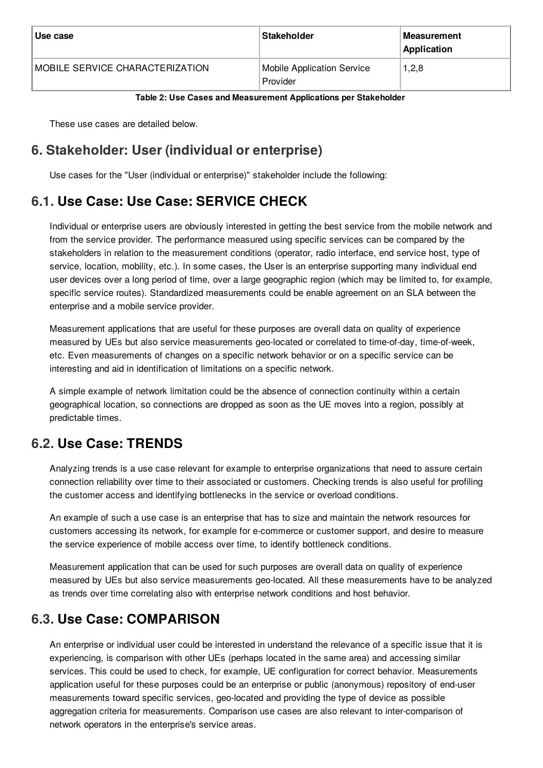| Use case | Stakeholder | Measurement Application |
|---|---|---|
| MOBILE SERVICE CHARACTERIZATION | Mobile Application Service Provider | 1,2,8 |

**Table 2: Use Cases and Measurement Applications per Stakeholder**

These use cases are detailed below.

## 6. Stakeholder: User (individual or enterprise)

Use cases for the "User (individual or enterprise)" stakeholder include the following:

## 6.1. Use Case: Use Case: SERVICE CHECK

Individual or enterprise users are obviously interested in getting the best service from the mobile network and from the service provider. The performance measured using specific services can be compared by the stakeholders in relation to the measurement conditions (operator, radio interface, end service host, type of service, location, mobility, etc.). In some cases, the User is an enterprise supporting many individual end user devices over a long period of time, over a large geographic region (which may be limited to, for example, specific service routes). Standardized measurements could be enable agreement on an SLA between the enterprise and a mobile service provider.

Measurement applications that are useful for these purposes are overall data on quality of experience measured by UEs but also service measurements geo-located or correlated to time-of-day, time-of-week, etc. Even measurements of changes on a specific network behavior or on a specific service can be interesting and aid in identification of limitations on a specific network.

A simple example of network limitation could be the absence of connection continuity within a certain geographical location, so connections are dropped as soon as the UE moves into a region, possibly at predictable times.

## 6.2. Use Case: TRENDS

Analyzing trends is a use case relevant for example to enterprise organizations that need to assure certain connection reliability over time to their associated or customers. Checking trends is also useful for profiling the customer access and identifying bottlenecks in the service or overload conditions.

An example of such a use case is an enterprise that has to size and maintain the network resources for customers accessing its network, for example for e-commerce or customer support, and desire to measure the service experience of mobile access over time, to identify bottleneck conditions.

Measurement application that can be used for such purposes are overall data on quality of experience measured by UEs but also service measurements geo-located. All these measurements have to be analyzed as trends over time correlating also with enterprise network conditions and host behavior.

## 6.3. Use Case: COMPARISON

An enterprise or individual user could be interested in understand the relevance of a specific issue that it is experiencing, is comparison with other UEs (perhaps located in the same area) and accessing similar services. This could be used to check, for example, UE configuration for correct behavior. Measurements application useful for these purposes could be an enterprise or public (anonymous) repository of end-user measurements toward specific services, geo-located and providing the type of device as possible aggregation criteria for measurements. Comparison use cases are also relevant to inter-comparison of network operators in the enterprise's service areas.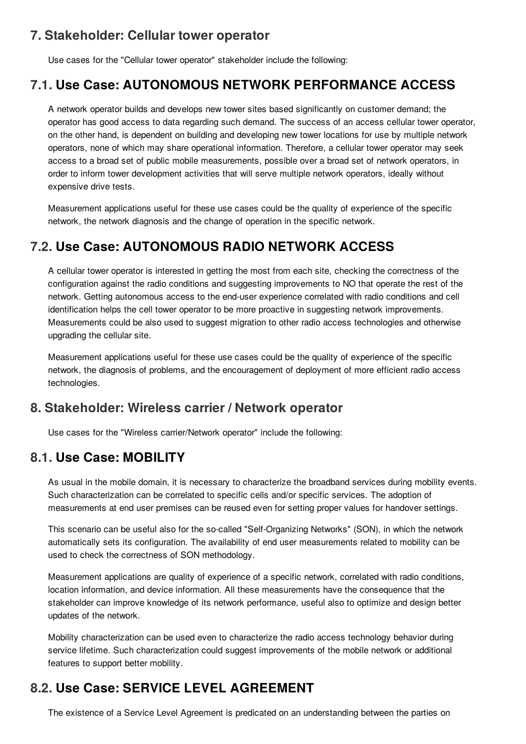## 7. Stakeholder: Cellular tower operator

Use cases for the "Cellular tower operator" stakeholder include the following:

## 7.1. Use Case: AUTONOMOUS NETWORK PERFORMANCE ACCESS

A network operator builds and develops new tower sites based significantly on customer demand; the operator has good access to data regarding such demand. The success of an access cellular tower operator, on the other hand, is dependent on building and developing new tower locations for use by multiple network operators, none of which may share operational information. Therefore, a cellular tower operator may seek access to a broad set of public mobile measurements, possible over a broad set of network operators, in order to inform tower development activities that will serve multiple network operators, ideally without expensive drive tests.

Measurement applications useful for these use cases could be the quality of experience of the specific network, the network diagnosis and the change of operation in the specific network.

## 7.2. Use Case: AUTONOMOUS RADIO NETWORK ACCESS

A cellular tower operator is interested in getting the most from each site, checking the correctness of the configuration against the radio conditions and suggesting improvements to NO that operate the rest of the network. Getting autonomous access to the end-user experience correlated with radio conditions and cell identification helps the cell tower operator to be more proactive in suggesting network improvements. Measurements could be also used to suggest migration to other radio access technologies and otherwise upgrading the cellular site.

Measurement applications useful for these use cases could be the quality of experience of the specific network, the diagnosis of problems, and the encouragement of deployment of more efficient radio access technologies.

## 8. Stakeholder: Wireless carrier / Network operator

Use cases for the "Wireless carrier/Network operator" include the following:

## 8.1. Use Case: MOBILITY

As usual in the mobile domain, it is necessary to characterize the broadband services during mobility events. Such characterization can be correlated to specific cells and/or specific services. The adoption of measurements at end user premises can be reused even for setting proper values for handover settings.

This scenario can be useful also for the so-called "Self-Organizing Networks" (SON), in which the network automatically sets its configuration. The availability of end user measurements related to mobility can be used to check the correctness of SON methodology.

Measurement applications are quality of experience of a specific network, correlated with radio conditions, location information, and device information. All these measurements have the consequence that the stakeholder can improve knowledge of its network performance, useful also to optimize and design better updates of the network.

Mobility characterization can be used even to characterize the radio access technology behavior during service lifetime. Such characterization could suggest improvements of the mobile network or additional features to support better mobility.

## 8.2. Use Case: SERVICE LEVEL AGREEMENT

The existence of a Service Level Agreement is predicated on an understanding between the parties on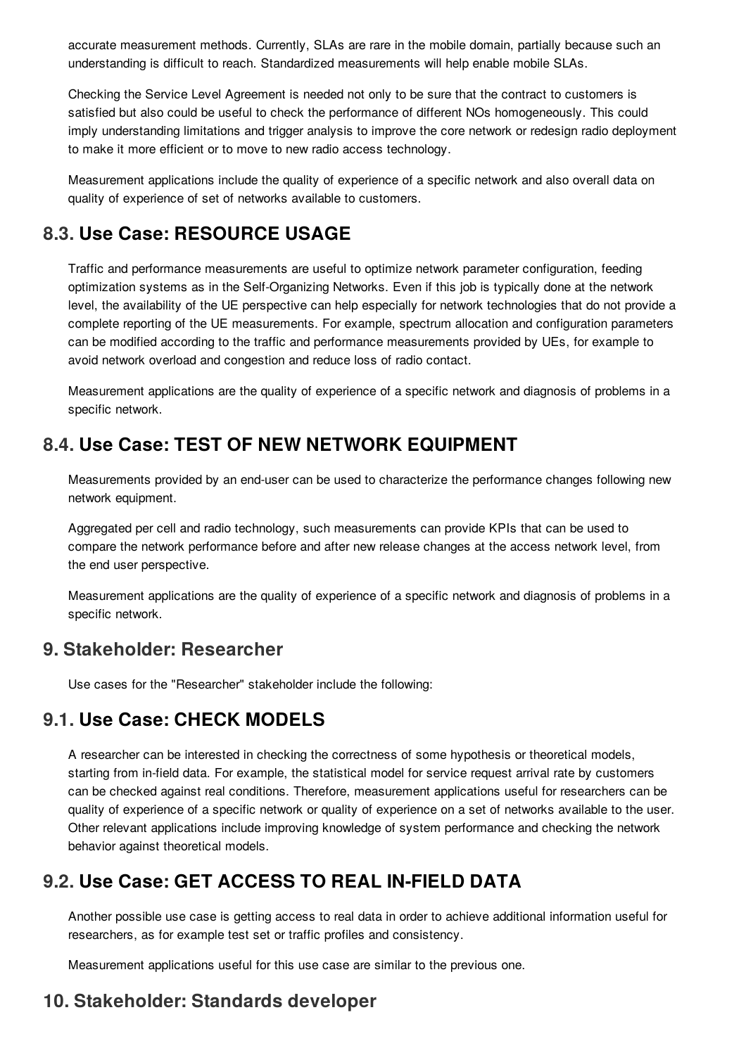accurate measurement methods. Currently, SLAs are rare in the mobile domain, partially because such an understanding is difficult to reach. Standardized measurements will help enable mobile SLAs.

Checking the Service Level Agreement is needed not only to be sure that the contract to customers is satisfied but also could be useful to check the performance of different NOs homogeneously. This could imply understanding limitations and trigger analysis to improve the core network or redesign radio deployment to make it more efficient or to move to new radio access technology.

Measurement applications include the quality of experience of a specific network and also overall data on quality of experience of set of networks available to customers.

## 8.3. Use Case: RESOURCE USAGE

Traffic and performance measurements are useful to optimize network parameter configuration, feeding optimization systems as in the Self-Organizing Networks. Even if this job is typically done at the network level, the availability of the UE perspective can help especially for network technologies that do not provide a complete reporting of the UE measurements. For example, spectrum allocation and configuration parameters can be modified according to the traffic and performance measurements provided by UEs, for example to avoid network overload and congestion and reduce loss of radio contact.

Measurement applications are the quality of experience of a specific network and diagnosis of problems in a specific network.

## 8.4. Use Case: TEST OF NEW NETWORK EQUIPMENT

Measurements provided by an end-user can be used to characterize the performance changes following new network equipment.

Aggregated per cell and radio technology, such measurements can provide KPIs that can be used to compare the network performance before and after new release changes at the access network level, from the end user perspective.

Measurement applications are the quality of experience of a specific network and diagnosis of problems in a specific network.

## 9. Stakeholder: Researcher

Use cases for the "Researcher" stakeholder include the following:

## 9.1. Use Case: CHECK MODELS

A researcher can be interested in checking the correctness of some hypothesis or theoretical models, starting from in-field data. For example, the statistical model for service request arrival rate by customers can be checked against real conditions. Therefore, measurement applications useful for researchers can be quality of experience of a specific network or quality of experience on a set of networks available to the user. Other relevant applications include improving knowledge of system performance and checking the network behavior against theoretical models.

## 9.2. Use Case: GET ACCESS TO REAL IN-FIELD DATA

Another possible use case is getting access to real data in order to achieve additional information useful for researchers, as for example test set or traffic profiles and consistency.

Measurement applications useful for this use case are similar to the previous one.

## 10. Stakeholder: Standards developer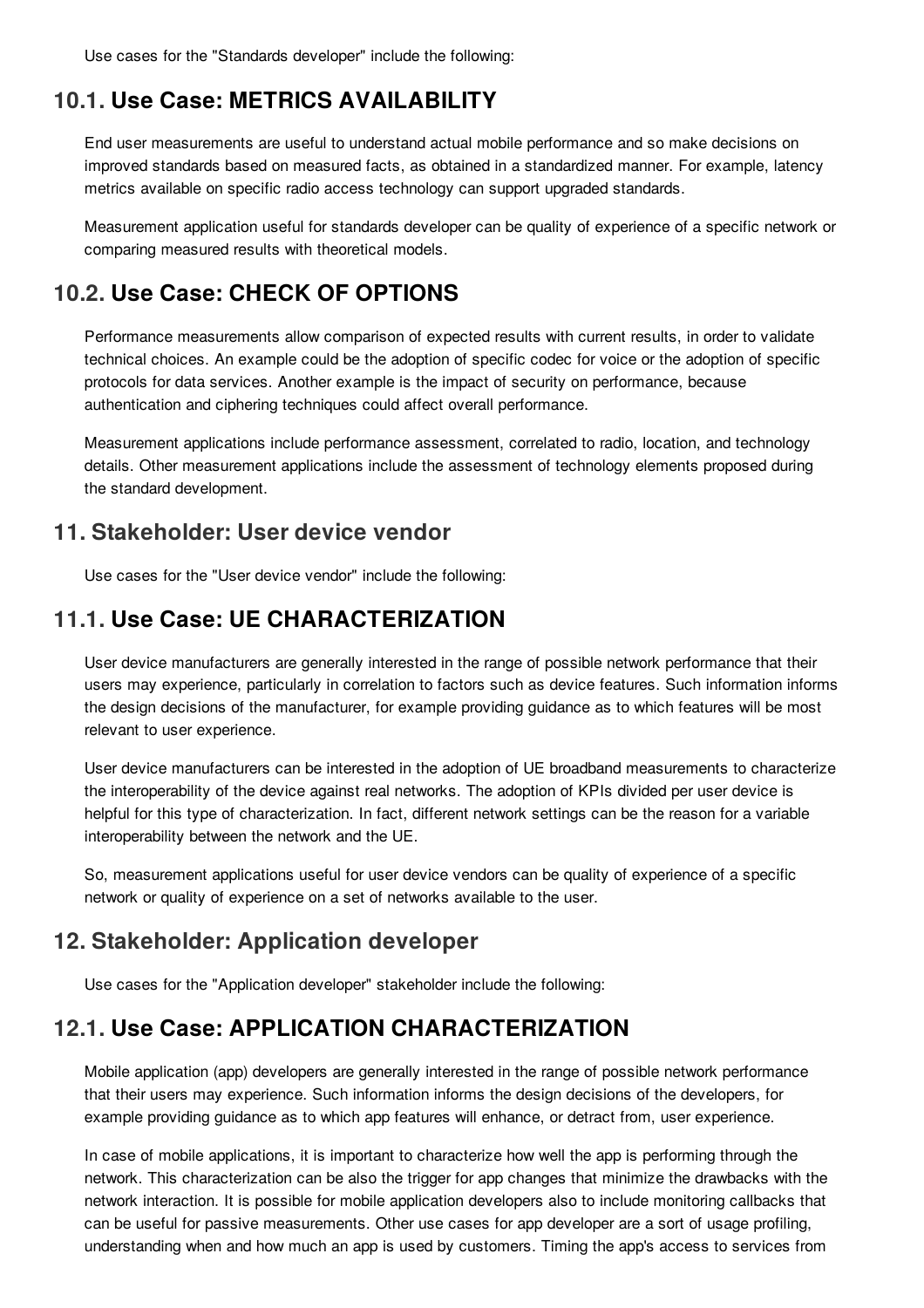Use cases for the "Standards developer" include the following:

### 10.1. Use Case: METRICS AVAILABILITY

End user measurements are useful to understand actual mobile performance and so make decisions on improved standards based on measured facts, as obtained in a standardized manner. For example, latency metrics available on specific radio access technology can support upgraded standards.

Measurement application useful for standards developer can be quality of experience of a specific network or comparing measured results with theoretical models.

### 10.2. Use Case: CHECK OF OPTIONS

Performance measurements allow comparison of expected results with current results, in order to validate technical choices. An example could be the adoption of specific codec for voice or the adoption of specific protocols for data services. Another example is the impact of security on performance, because authentication and ciphering techniques could affect overall performance.

Measurement applications include performance assessment, correlated to radio, location, and technology details. Other measurement applications include the assessment of technology elements proposed during the standard development.

## 11. Stakeholder: User device vendor

Use cases for the "User device vendor" include the following:

### 11.1. Use Case: UE CHARACTERIZATION

User device manufacturers are generally interested in the range of possible network performance that their users may experience, particularly in correlation to factors such as device features. Such information informs the design decisions of the manufacturer, for example providing guidance as to which features will be most relevant to user experience.

User device manufacturers can be interested in the adoption of UE broadband measurements to characterize the interoperability of the device against real networks. The adoption of KPIs divided per user device is helpful for this type of characterization. In fact, different network settings can be the reason for a variable interoperability between the network and the UE.

So, measurement applications useful for user device vendors can be quality of experience of a specific network or quality of experience on a set of networks available to the user.

## 12. Stakeholder: Application developer

Use cases for the "Application developer" stakeholder include the following:

### 12.1. Use Case: APPLICATION CHARACTERIZATION

Mobile application (app) developers are generally interested in the range of possible network performance that their users may experience. Such information informs the design decisions of the developers, for example providing guidance as to which app features will enhance, or detract from, user experience.

In case of mobile applications, it is important to characterize how well the app is performing through the network. This characterization can be also the trigger for app changes that minimize the drawbacks with the network interaction. It is possible for mobile application developers also to include monitoring callbacks that can be useful for passive measurements. Other use cases for app developer are a sort of usage profiling, understanding when and how much an app is used by customers. Timing the app's access to services from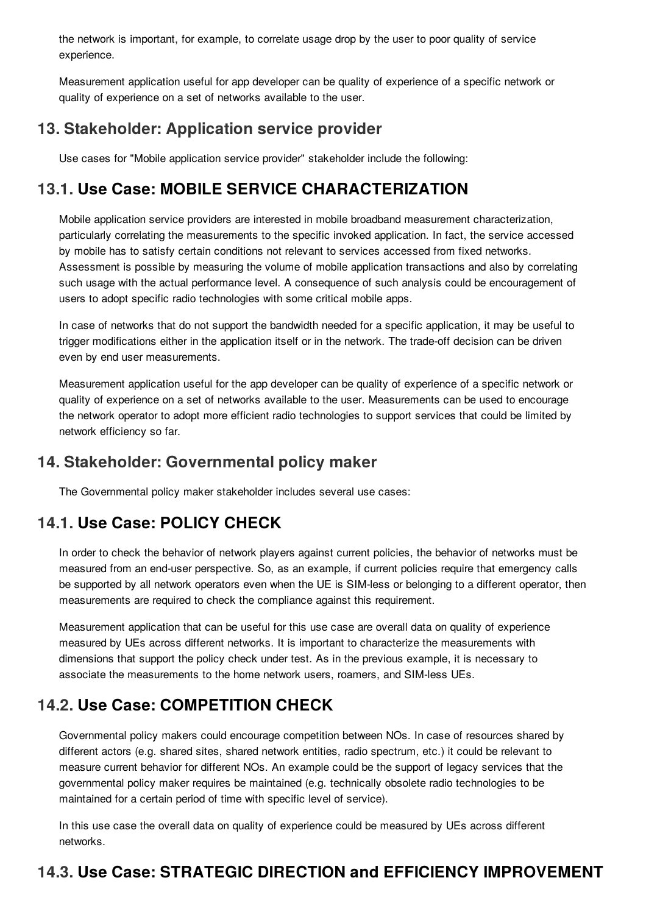the network is important, for example, to correlate usage drop by the user to poor quality of service experience.

Measurement application useful for app developer can be quality of experience of a specific network or quality of experience on a set of networks available to the user.

## 13. Stakeholder: Application service provider

Use cases for "Mobile application service provider" stakeholder include the following:

## 13.1. Use Case: MOBILE SERVICE CHARACTERIZATION

Mobile application service providers are interested in mobile broadband measurement characterization, particularly correlating the measurements to the specific invoked application. In fact, the service accessed by mobile has to satisfy certain conditions not relevant to services accessed from fixed networks. Assessment is possible by measuring the volume of mobile application transactions and also by correlating such usage with the actual performance level. A consequence of such analysis could be encouragement of users to adopt specific radio technologies with some critical mobile apps.

In case of networks that do not support the bandwidth needed for a specific application, it may be useful to trigger modifications either in the application itself or in the network. The trade-off decision can be driven even by end user measurements.

Measurement application useful for the app developer can be quality of experience of a specific network or quality of experience on a set of networks available to the user. Measurements can be used to encourage the network operator to adopt more efficient radio technologies to support services that could be limited by network efficiency so far.

## 14. Stakeholder: Governmental policy maker

The Governmental policy maker stakeholder includes several use cases:

## 14.1. Use Case: POLICY CHECK

In order to check the behavior of network players against current policies, the behavior of networks must be measured from an end-user perspective. So, as an example, if current policies require that emergency calls be supported by all network operators even when the UE is SIM-less or belonging to a different operator, then measurements are required to check the compliance against this requirement.

Measurement application that can be useful for this use case are overall data on quality of experience measured by UEs across different networks. It is important to characterize the measurements with dimensions that support the policy check under test. As in the previous example, it is necessary to associate the measurements to the home network users, roamers, and SIM-less UEs.

## 14.2. Use Case: COMPETITION CHECK

Governmental policy makers could encourage competition between NOs. In case of resources shared by different actors (e.g. shared sites, shared network entities, radio spectrum, etc.) it could be relevant to measure current behavior for different NOs. An example could be the support of legacy services that the governmental policy maker requires be maintained (e.g. technically obsolete radio technologies to be maintained for a certain period of time with specific level of service).

In this use case the overall data on quality of experience could be measured by UEs across different networks.

## 14.3. Use Case: STRATEGIC DIRECTION and EFFICIENCY IMPROVEMENT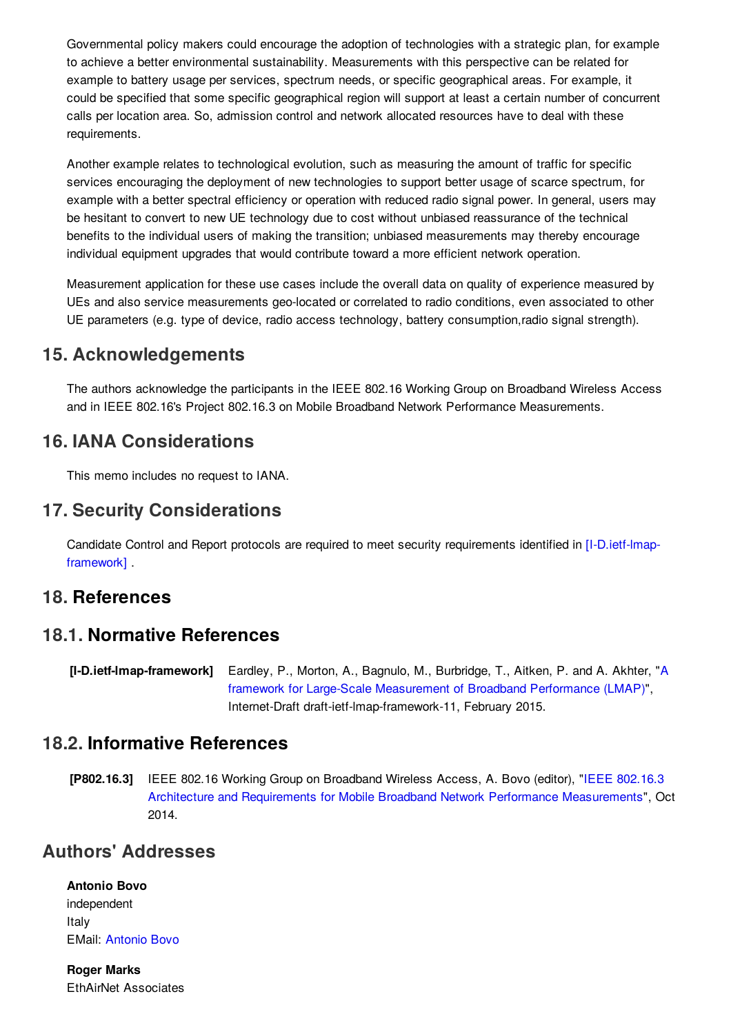Governmental policy makers could encourage the adoption of technologies with a strategic plan, for example to achieve a better environmental sustainability. Measurements with this perspective can be related for example to battery usage per services, spectrum needs, or specific geographical areas. For example, it could be specified that some specific geographical region will support at least a certain number of concurrent calls per location area. So, admission control and network allocated resources have to deal with these requirements.

Another example relates to technological evolution, such as measuring the amount of traffic for specific services encouraging the deployment of new technologies to support better usage of scarce spectrum, for example with a better spectral efficiency or operation with reduced radio signal power. In general, users may be hesitant to convert to new UE technology due to cost without unbiased reassurance of the technical benefits to the individual users of making the transition; unbiased measurements may thereby encourage individual equipment upgrades that would contribute toward a more efficient network operation.

Measurement application for these use cases include the overall data on quality of experience measured by UEs and also service measurements geo-located or correlated to radio conditions, even associated to other UE parameters (e.g. type of device, radio access technology, battery consumption,radio signal strength).

## 15. Acknowledgements

The authors acknowledge the participants in the IEEE 802.16 Working Group on Broadband Wireless Access and in IEEE 802.16's Project 802.16.3 on Mobile Broadband Network Performance Measurements.

## 16. IANA Considerations

This memo includes no request to IANA.

## 17. Security Considerations

Candidate Control and Report protocols are required to meet security requirements identified in [I-D.ietf-lmap-framework] .

## 18. References

### 18.1. Normative References

**[I-D.ietf-lmap-framework]** Eardley, P., Morton, A., Bagnulo, M., Burbridge, T., Aitken, P. and A. Akhter, "A framework for Large-Scale Measurement of Broadband Performance (LMAP)", Internet-Draft draft-ietf-lmap-framework-11, February 2015.

### 18.2. Informative References

**[P802.16.3]** IEEE 802.16 Working Group on Broadband Wireless Access, A. Bovo (editor), "IEEE 802.16.3 Architecture and Requirements for Mobile Broadband Network Performance Measurements", Oct 2014.

## Authors' Addresses

**Antonio Bovo**
independent
Italy
EMail: Antonio Bovo

**Roger Marks**
EthAirNet Associates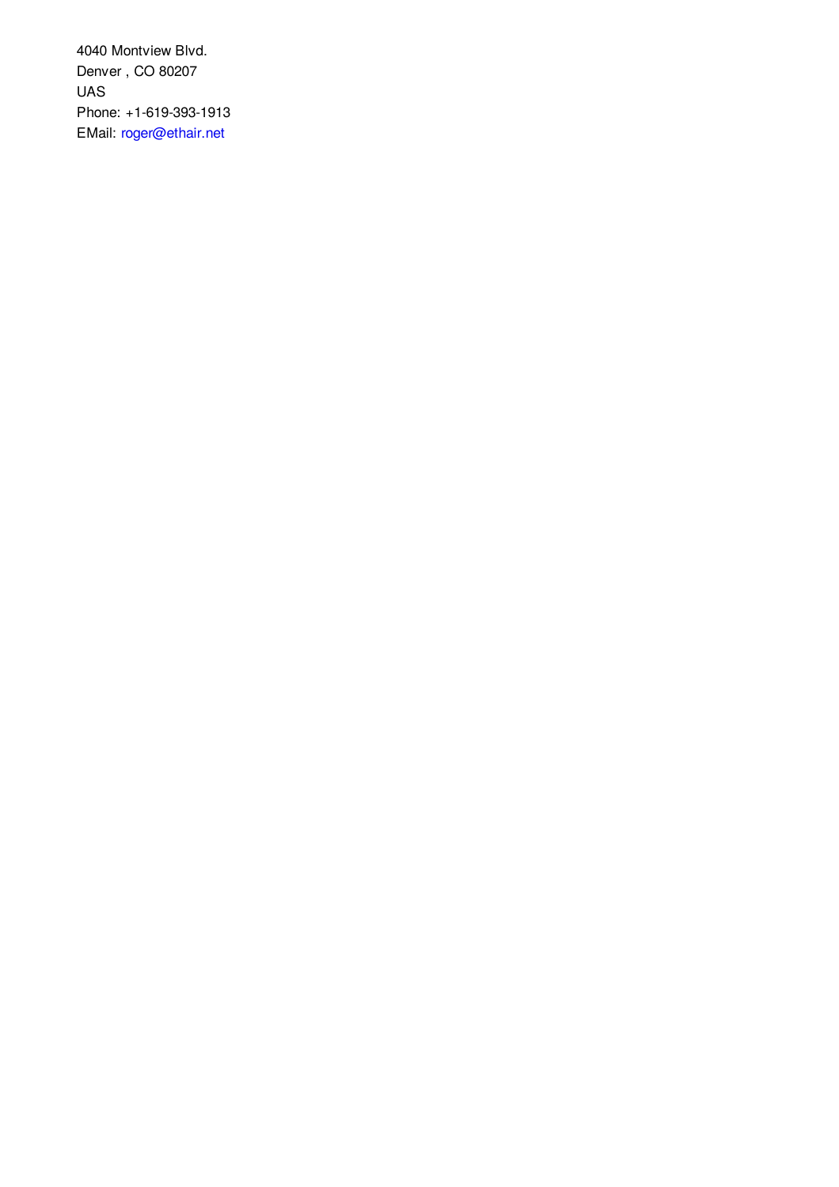4040 Montview Blvd.
Denver , CO 80207
UAS
Phone: +1-619-393-1913
EMail: roger@ethair.net